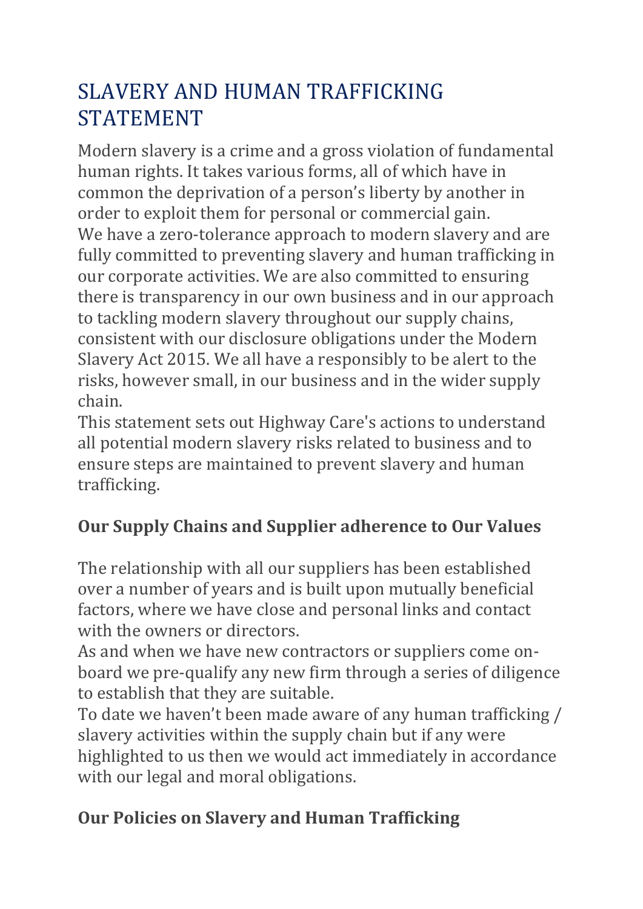# SLAVERY AND HUMAN TRAFFICKING STATEMENT

Modern slavery is a crime and a gross violation of fundamental human rights. It takes various forms, all of which have in common the deprivation of a person's liberty by another in order to exploit them for personal or commercial gain.
We have a zero-tolerance approach to modern slavery and are fully committed to preventing slavery and human trafficking in our corporate activities. We are also committed to ensuring there is transparency in our own business and in our approach to tackling modern slavery throughout our supply chains, consistent with our disclosure obligations under the Modern Slavery Act 2015. We all have a responsibly to be alert to the risks, however small, in our business and in the wider supply chain.
This statement sets out Highway Care's actions to understand all potential modern slavery risks related to business and to ensure steps are maintained to prevent slavery and human trafficking.

**Our Supply Chains and Supplier adherence to Our Values**

The relationship with all our suppliers has been established over a number of years and is built upon mutually beneficial factors, where we have close and personal links and contact with the owners or directors.
As and when we have new contractors or suppliers come on-board we pre-qualify any new firm through a series of diligence to establish that they are suitable.
To date we haven't been made aware of any human trafficking / slavery activities within the supply chain but if any were highlighted to us then we would act immediately in accordance with our legal and moral obligations.

**Our Policies on Slavery and Human Trafficking**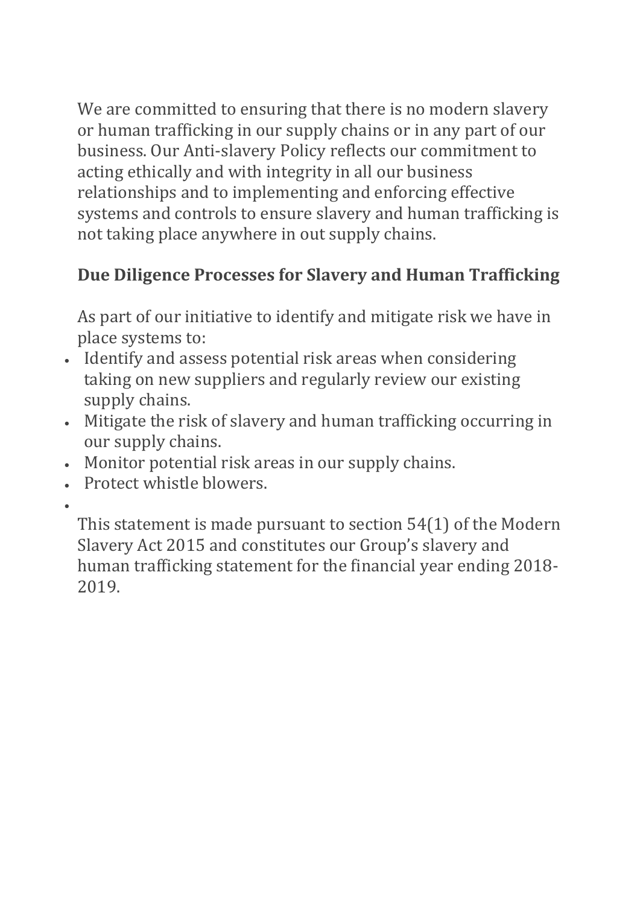We are committed to ensuring that there is no modern slavery or human trafficking in our supply chains or in any part of our business. Our Anti-slavery Policy reflects our commitment to acting ethically and with integrity in all our business relationships and to implementing and enforcing effective systems and controls to ensure slavery and human trafficking is not taking place anywhere in out supply chains.

## Due Diligence Processes for Slavery and Human Trafficking

As part of our initiative to identify and mitigate risk we have in place systems to:

- Identify and assess potential risk areas when considering taking on new suppliers and regularly review our existing supply chains.
- Mitigate the risk of slavery and human trafficking occurring in our supply chains.
- Monitor potential risk areas in our supply chains.
- Protect whistle blowers.

This statement is made pursuant to section 54(1) of the Modern Slavery Act 2015 and constitutes our Group's slavery and human trafficking statement for the financial year ending 2018-2019.